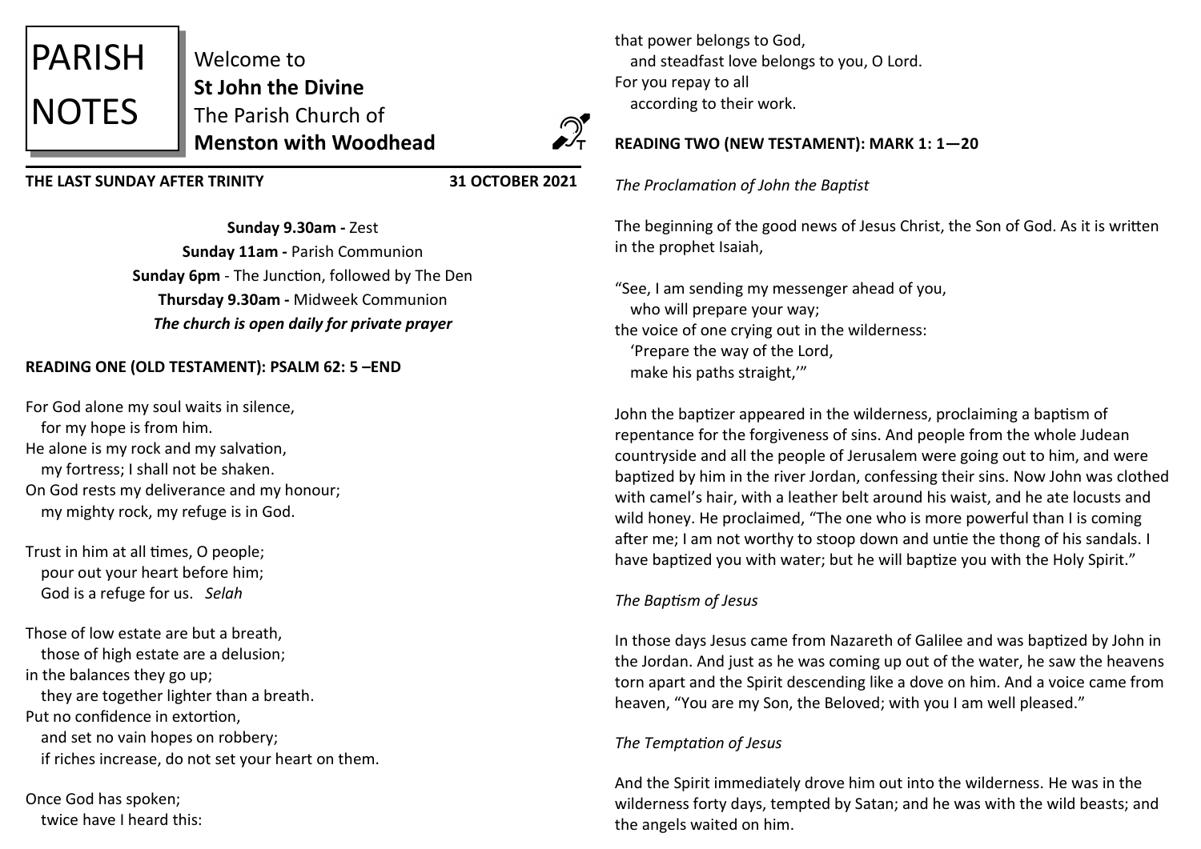# PARISH NOTES

Welcome to
**St John the Divine**
The Parish Church of
**Menston with Woodhead**

**THE LAST SUNDAY AFTER TRINITY** **31 OCTOBER 2021**

**Sunday 9.30am -** Zest
**Sunday 11am -** Parish Communion
**Sunday 6pm** - The Junction, followed by The Den
**Thursday 9.30am -** Midweek Communion
***The church is open daily for private prayer***

**READING ONE (OLD TESTAMENT): PSALM 62: 5 –END**

For God alone my soul waits in silence,
for my hope is from him.
He alone is my rock and my salvation,
my fortress; I shall not be shaken.
On God rests my deliverance and my honour;
my mighty rock, my refuge is in God.

Trust in him at all times, O people;
pour out your heart before him;
God is a refuge for us. *Selah*

Those of low estate are but a breath,
those of high estate are a delusion;
in the balances they go up;
they are together lighter than a breath.
Put no confidence in extortion,
and set no vain hopes on robbery;
if riches increase, do not set your heart on them.

Once God has spoken;
twice have I heard this:
that power belongs to God,
and steadfast love belongs to you, O Lord.
For you repay to all
according to their work.

**READING TWO (NEW TESTAMENT): MARK 1: 1—20**

*The Proclamation of John the Baptist*

The beginning of the good news of Jesus Christ, the Son of God. As it is written in the prophet Isaiah,

"See, I am sending my messenger ahead of you,
who will prepare your way;
the voice of one crying out in the wilderness:
'Prepare the way of the Lord,
make his paths straight,'"

John the baptizer appeared in the wilderness, proclaiming a baptism of repentance for the forgiveness of sins. And people from the whole Judean countryside and all the people of Jerusalem were going out to him, and were baptized by him in the river Jordan, confessing their sins. Now John was clothed with camel's hair, with a leather belt around his waist, and he ate locusts and wild honey. He proclaimed, "The one who is more powerful than I is coming after me; I am not worthy to stoop down and untie the thong of his sandals. I have baptized you with water; but he will baptize you with the Holy Spirit."

*The Baptism of Jesus*

In those days Jesus came from Nazareth of Galilee and was baptized by John in the Jordan. And just as he was coming up out of the water, he saw the heavens torn apart and the Spirit descending like a dove on him. And a voice came from heaven, "You are my Son, the Beloved; with you I am well pleased."

*The Temptation of Jesus*

And the Spirit immediately drove him out into the wilderness. He was in the wilderness forty days, tempted by Satan; and he was with the wild beasts; and the angels waited on him.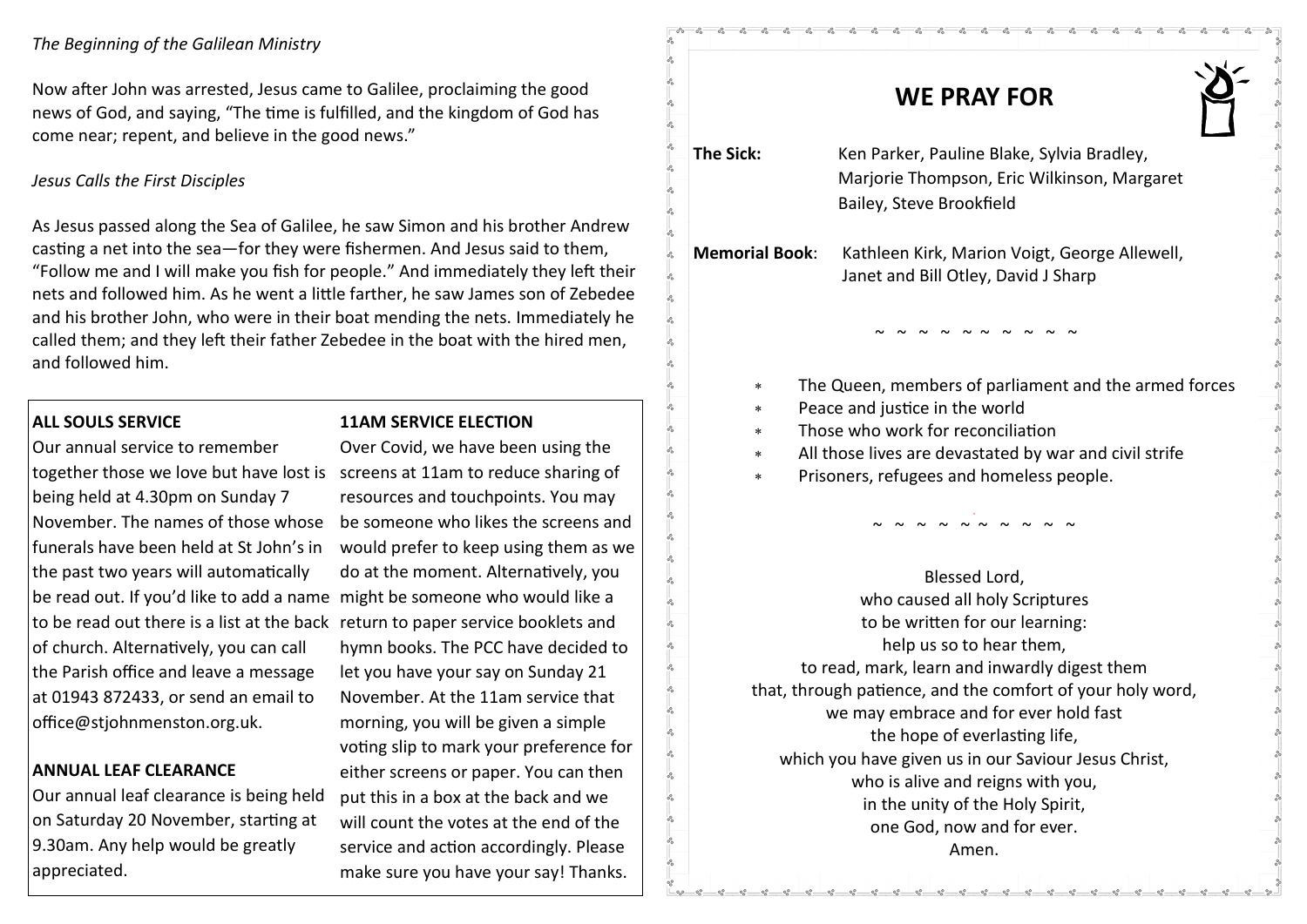*The Beginning of the Galilean Ministry*

Now after John was arrested, Jesus came to Galilee, proclaiming the good news of God, and saying, "The time is fulfilled, and the kingdom of God has come near; repent, and believe in the good news."

*Jesus Calls the First Disciples*

As Jesus passed along the Sea of Galilee, he saw Simon and his brother Andrew casting a net into the sea—for they were fishermen. And Jesus said to them, "Follow me and I will make you fish for people." And immediately they left their nets and followed him. As he went a little farther, he saw James son of Zebedee and his brother John, who were in their boat mending the nets. Immediately he called them; and they left their father Zebedee in the boat with the hired men, and followed him.

**ALL SOULS SERVICE**

Our annual service to remember together those we love but have lost is being held at 4.30pm on Sunday 7 November. The names of those whose funerals have been held at St John's in the past two years will automatically be read out. If you'd like to add a name to be read out there is a list at the back of church. Alternatively, you can call the Parish office and leave a message at 01943 872433, or send an email to office@stjohnmenston.org.uk.

**ANNUAL LEAF CLEARANCE**

Our annual leaf clearance is being held on Saturday 20 November, starting at 9.30am. Any help would be greatly appreciated.

**11AM SERVICE ELECTION**

Over Covid, we have been using the screens at 11am to reduce sharing of resources and touchpoints. You may be someone who likes the screens and would prefer to keep using them as we do at the moment. Alternatively, you might be someone who would like a return to paper service booklets and hymn books. The PCC have decided to let you have your say on Sunday 21 November. At the 11am service that morning, you will be given a simple voting slip to mark your preference for either screens or paper. You can then put this in a box at the back and we will count the votes at the end of the service and action accordingly. Please make sure you have your say! Thanks.

## WE PRAY FOR

**The Sick:** Ken Parker, Pauline Blake, Sylvia Bradley, Marjorie Thompson, Eric Wilkinson, Margaret Bailey, Steve Brookfield

**Memorial Book**: Kathleen Kirk, Marion Voigt, George Allewell, Janet and Bill Otley, David J Sharp

~ ~ ~ ~ ~ ~ ~ ~ ~ ~

- The Queen, members of parliament and the armed forces
- Peace and justice in the world
- Those who work for reconciliation
- All those lives are devastated by war and civil strife
- Prisoners, refugees and homeless people.

~ ~ ~ ~ ~ ~ ~ ~ ~ ~

Blessed Lord,
who caused all holy Scriptures
to be written for our learning:
help us so to hear them,
to read, mark, learn and inwardly digest them
that, through patience, and the comfort of your holy word,
we may embrace and for ever hold fast
the hope of everlasting life,
which you have given us in our Saviour Jesus Christ,
who is alive and reigns with you,
in the unity of the Holy Spirit,
one God, now and for ever.
Amen.